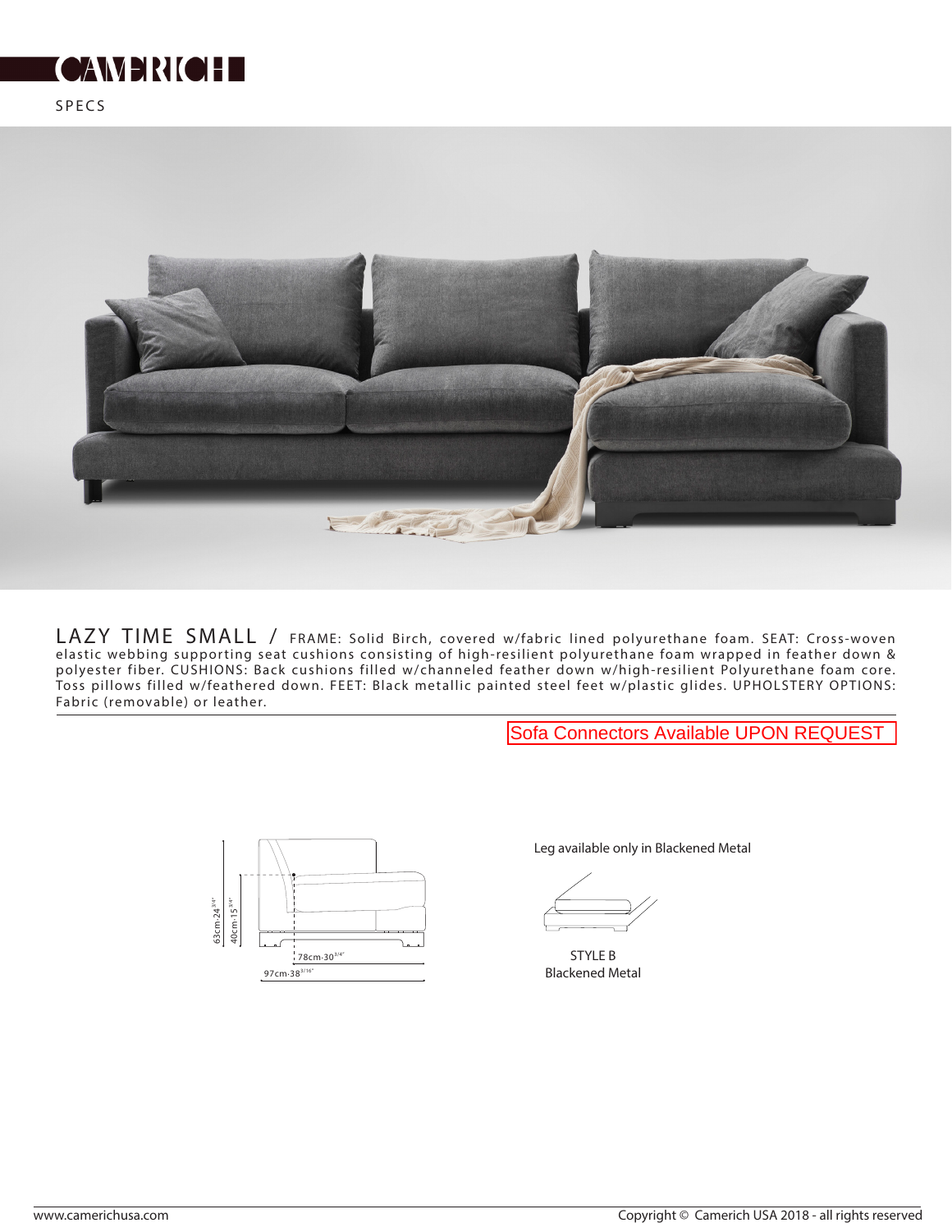# CAMERICH

SPECS

**LAZY TIME SMALL** / FRAME: Solid Birch, covered w/fabric lined polyurethane foam. SEAT: Cross-woven elastic webbing supporting seat cushions consisting of high-resilient polyurethane foam wrapped in feather down & polyester fiber. CUSHIONS: Back cushions filled w/channeled feather down w/high-resilient Polyurethane foam core. Toss pillows filled w/feathered down. FEET: Black metallic painted steel feet w/plastic glides. UPHOLSTERY OPTIONS: Fabric (removable) or leather.

Sofa Connectors Available UPON REQUEST

63cm-24 3/4"

40cm-15 3/4"

78cm-30 3/4"

97cm-38 3/16"

Leg available only in Blackened Metal

STYLE B
Blackened Metal

www.camerichusa.com

Copyright © Camerich USA 2018 - all rights reserved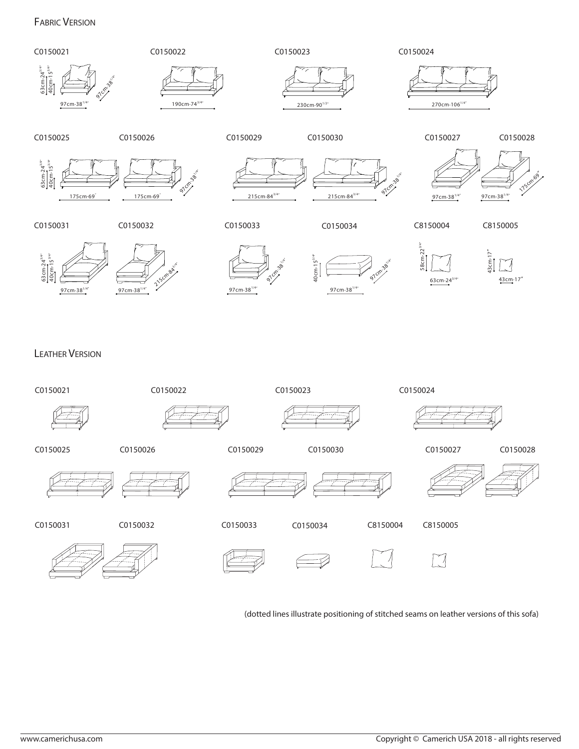## Fabric Version

C0150021

63cm·24$^{3/4"}$
40cm·15$^{3/4"}$
97cm·38$^{1/4"}$
97cm·38$^{1/4"}$

C0150022

190cm·74$^{3/4"}$

C0150023

230cm·90$^{1/2"}$

C0150024

270cm·106$^{1/4"}$

C0150025

63cm·24$^{3/4"}$
40cm·15$^{3/4"}$
175cm·69"

C0150026

175cm·69"
97cm·38$^{1/4"}$

C0150029

215cm·84$^{3/4"}$

C0150030

215cm·84$^{3/4"}$
97cm·38$^{1/4"}$

C0150027

97cm·38$^{1/4"}$

C0150028

97cm·38$^{1/4"}$
175cm·69"

C0150031

63cm·24$^{3/4"}$
40cm·15$^{3/4"}$
97cm·38$^{1/4"}$

C0150032

97cm·38$^{1/4"}$
215cm·84$^{3/4"}$

C0150033

97cm·38$^{1/4"}$
97cm·38$^{1/4"}$

C0150034

40cm·15$^{3/4"}$
97cm·38$^{1/4"}$
97cm·38$^{1/4"}$

C8150004

58cm·22$^{3/4"}$
63cm·24$^{3/4"}$

C8150005

43cm·17"
43cm·17"

## Leather Version

C0150021

C0150022

C0150023

C0150024

C0150025

C0150026

C0150029

C0150030

C0150027

C0150028

C0150031

C0150032

C0150033

C0150034

C8150004

C8150005

(dotted lines illustrate positioning of stitched seams on leather versions of this sofa)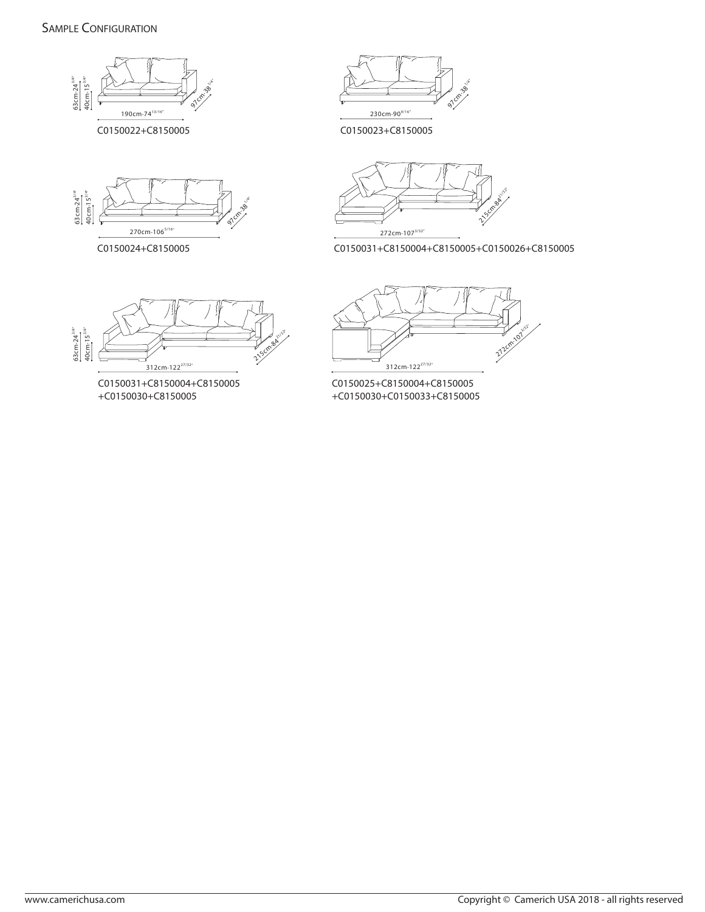## Sample Configuration

63cm·24 3/4"
40cm·15 3/4"
97cm·38 1/4"
190cm·74 13/16"

C0150022+C8150005

97cm·38 1/4"
230cm·90 9/16"

C0150023+C8150005

63cm·24 3/4"
40cm·15 3/4"
97cm·38 1/4"
270cm·106 5/16"

C0150024+C8150005

215cm·84 21/32"
272cm·107 3/32"

C0150031+C8150004+C8150005+C0150026+C8150005

63cm·24 3/4"
40cm·15 3/4"
215cm·84 21/32"
312cm·122 27/32"

C0150031+C8150004+C8150005
+C0150030+C8150005

272cm·107 3/32"
312cm·122 27/32"

C0150025+C8150004+C8150005
+C0150030+C0150033+C8150005